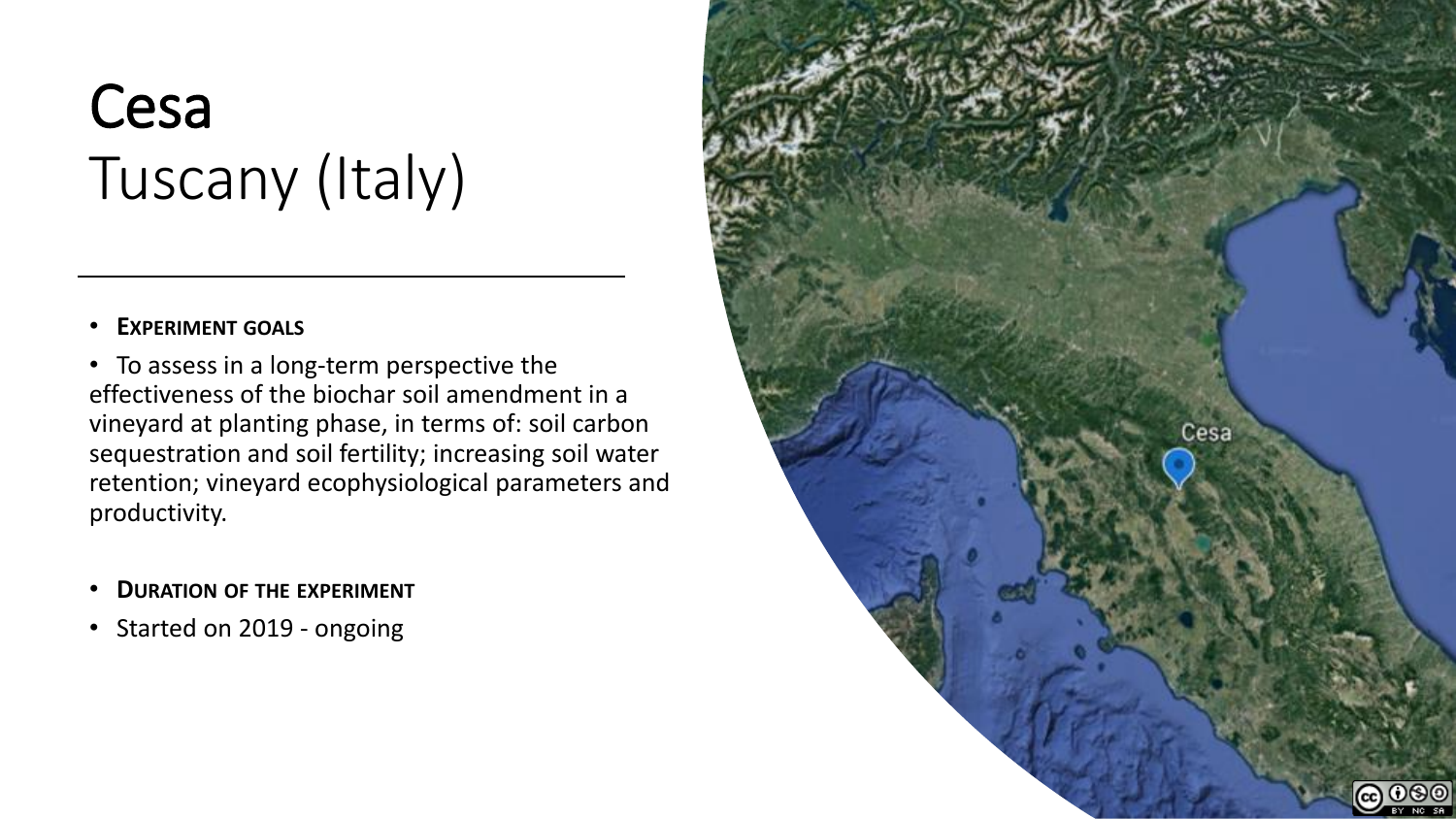# Cesa
## Tuscany (Italy)

---

- **EXPERIMENT GOALS**
- To assess in a long-term perspective the effectiveness of the biochar soil amendment in a vineyard at planting phase, in terms of: soil carbon sequestration and soil fertility; increasing soil water retention; vineyard ecophysiological parameters and productivity.

- **DURATION OF THE EXPERIMENT**
- Started on 2019 - ongoing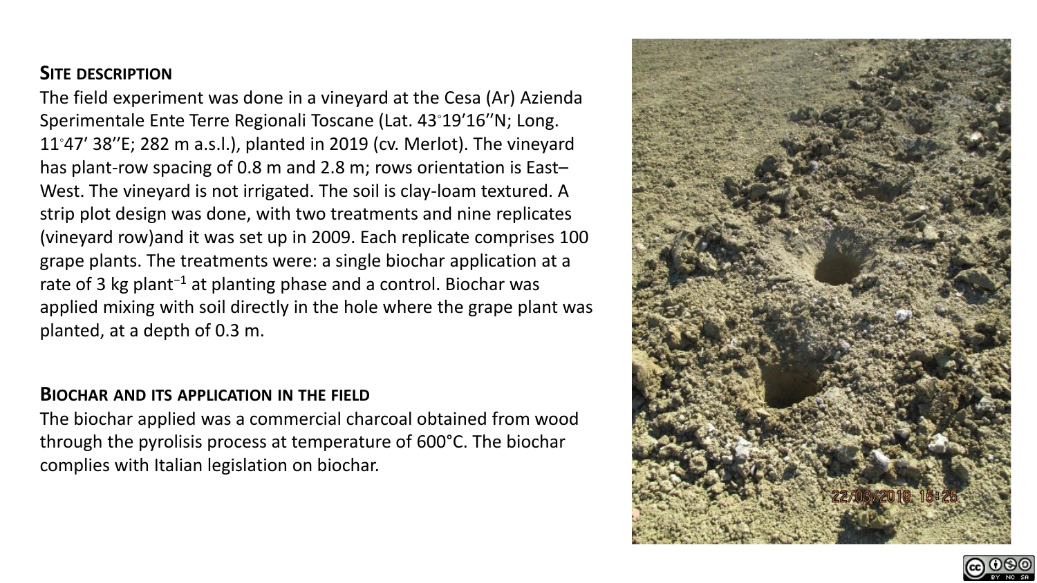## Site description

The field experiment was done in a vineyard at the Cesa (Ar) Azienda Sperimentale Ente Terre Regionali Toscane (Lat. 43◦19’16’’N; Long. 11◦47’ 38’’E; 282 m a.s.l.), planted in 2019 (cv. Merlot). The vineyard has plant-row spacing of 0.8 m and 2.8 m; rows orientation is East–West. The vineyard is not irrigated. The soil is clay-loam textured. A strip plot design was done, with two treatments and nine replicates (vineyard row)and it was set up in 2009. Each replicate comprises 100 grape plants. The treatments were: a single biochar application at a rate of 3 kg plant$^{-1}$ at planting phase and a control. Biochar was applied mixing with soil directly in the hole where the grape plant was planted, at a depth of 0.3 m.

## Biochar and its application in the field

The biochar applied was a commercial charcoal obtained from wood through the pyrolisis process at temperature of 600°C. The biochar complies with Italian legislation on biochar.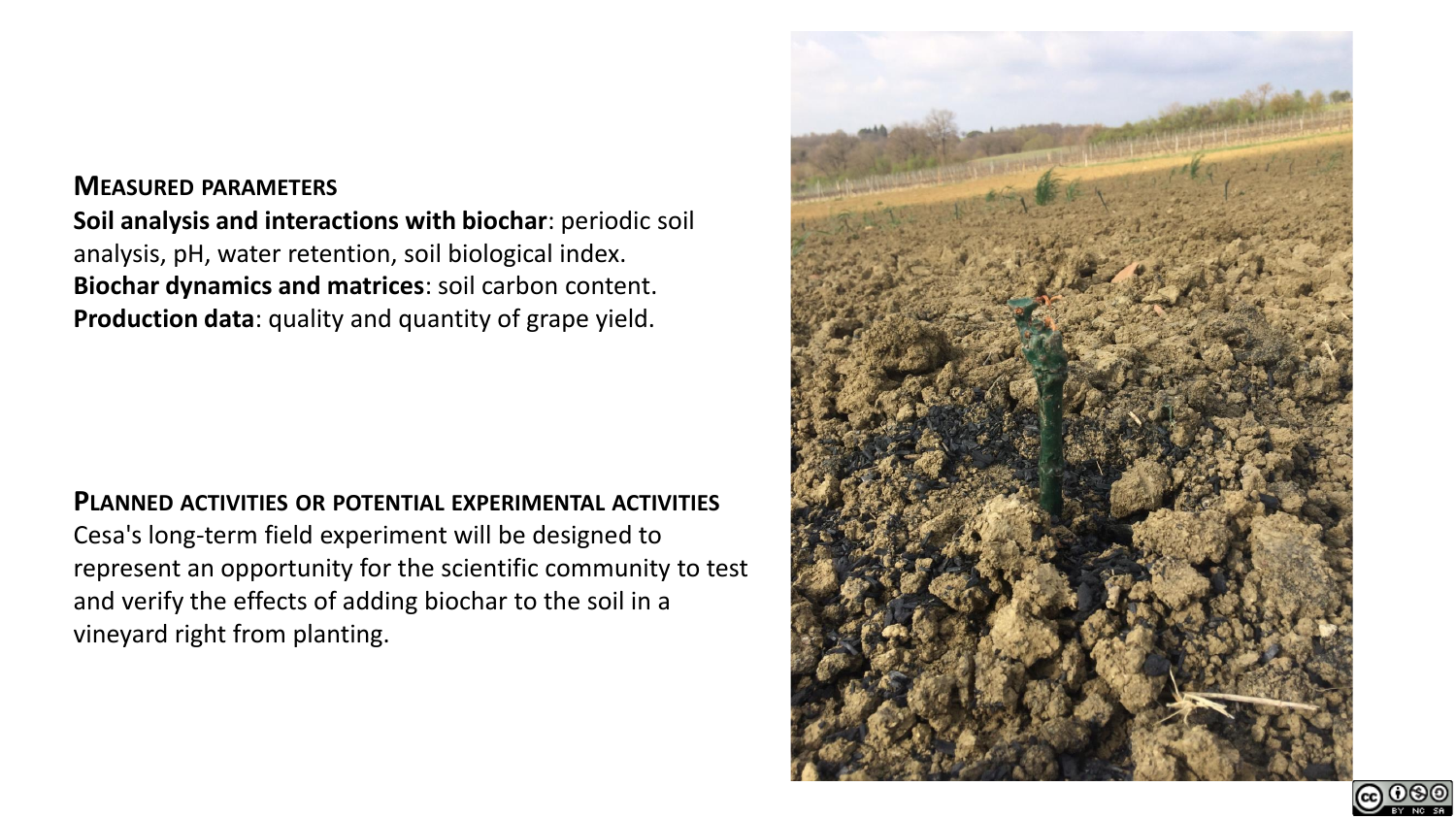## Measured parameters

**Soil analysis and interactions with biochar**: periodic soil analysis, pH, water retention, soil biological index.
**Biochar dynamics and matrices**: soil carbon content.
**Production data**: quality and quantity of grape yield.

## Planned activities or potential experimental activities

Cesa's long-term field experiment will be designed to represent an opportunity for the scientific community to test and verify the effects of adding biochar to the soil in a vineyard right from planting.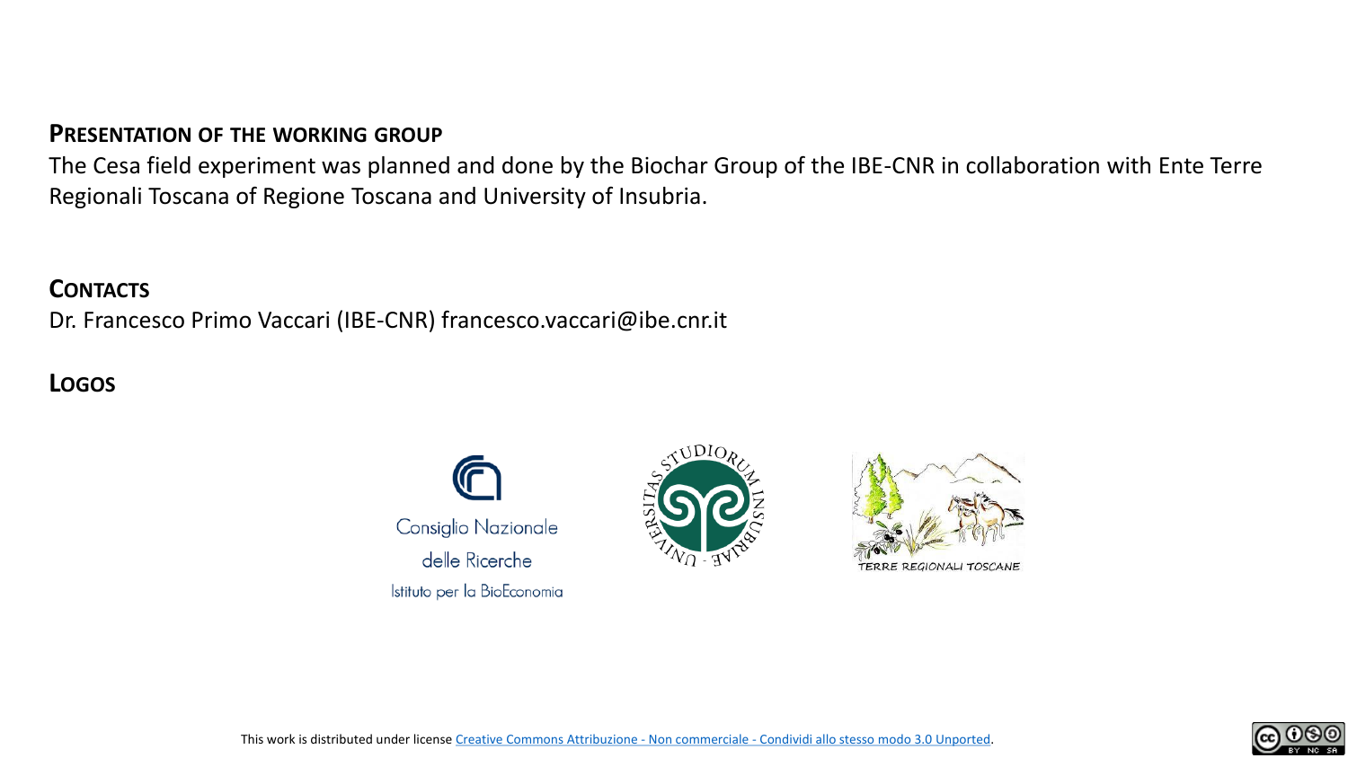## Presentation of the working group

The Cesa field experiment was planned and done by the Biochar Group of the IBE-CNR in collaboration with Ente Terre Regionali Toscana of Regione Toscana and University of Insubria.

## Contacts

Dr. Francesco Primo Vaccari (IBE-CNR) francesco.vaccari@ibe.cnr.it

## Logos

Consiglio Nazionale delle Ricerche

Istituto per la BioEconomia

UNIVERSITAS STUDIORUM INSUBRIAE

TERRE REGIONALI TOSCANE

This work is distributed under license [Creative Commons Attribuzione - Non commerciale - Condividi allo stesso modo 3.0 Unported](https://creativecommons.org/licenses/by-nc-sa/3.0/).